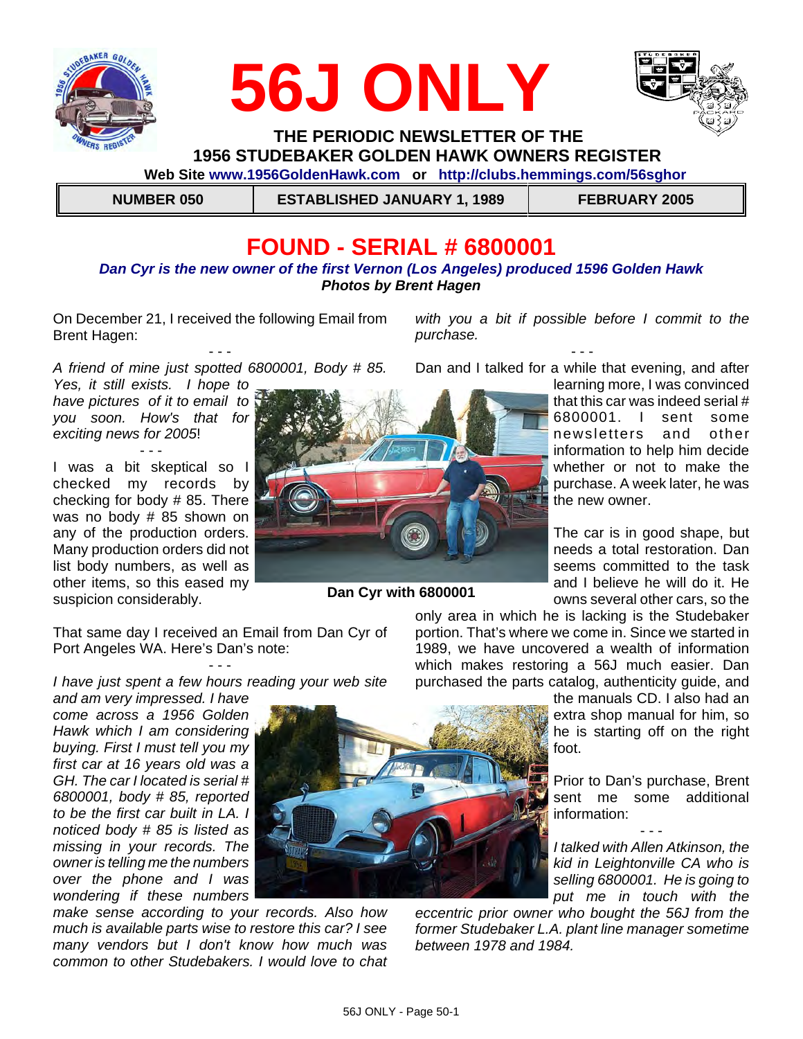# 56J ONLY

**THE PERIODIC NEWSLETTER OF THE**
**1956 STUDEBAKER GOLDEN HAWK OWNERS REGISTER**

**Web Site www.1956GoldenHawk.com or http://clubs.hemmings.com/56sghor**

| NUMBER 050 | ESTABLISHED JANUARY 1, 1989 | FEBRUARY 2005 |
|---|---|---|

## FOUND - SERIAL # 6800001

***Dan Cyr is the new owner of the first Vernon (Los Angeles) produced 1596 Golden Hawk***
***Photos by Brent Hagen***

On December 21, I received the following Email from Brent Hagen:

\- - -

*A friend of mine just spotted 6800001, Body # 85. Yes, it still exists. I hope to have pictures of it to email to you soon. How's that for exciting news for 2005*!

\- - -

I was a bit skeptical so I checked my records by checking for body # 85. There was no body # 85 shown on any of the production orders. Many production orders did not list body numbers, as well as other items, so this eased my suspicion considerably.

**Dan Cyr with 6800001**

That same day I received an Email from Dan Cyr of Port Angeles WA. Here's Dan's note:

\- - -

*I have just spent a few hours reading your web site and am very impressed. I have come across a 1956 Golden Hawk which I am considering buying. First I must tell you my first car at 16 years old was a GH. The car I located is serial # 6800001, body # 85, reported to be the first car built in LA. I noticed body # 85 is listed as missing in your records. The owner is telling me the numbers over the phone and I was wondering if these numbers make sense according to your records. Also how much is available parts wise to restore this car? I see many vendors but I don't know how much was common to other Studebakers. I would love to chat with you a bit if possible before I commit to the purchase.*

\- - -

Dan and I talked for a while that evening, and after learning more, I was convinced that this car was indeed serial # 6800001. I sent some newsletters and other information to help him decide whether or not to make the purchase. A week later, he was the new owner.

The car is in good shape, but needs a total restoration. Dan seems committed to the task and I believe he will do it. He owns several other cars, so the only area in which he is lacking is the Studebaker portion. That's where we come in. Since we started in 1989, we have uncovered a wealth of information which makes restoring a 56J much easier. Dan purchased the parts catalog, authenticity guide, and the manuals CD. I also had an extra shop manual for him, so he is starting off on the right foot.

Prior to Dan's purchase, Brent sent me some additional information:

\- - -

*I talked with Allen Atkinson, the kid in Leightonville CA who is selling 6800001. He is going to put me in touch with the eccentric prior owner who bought the 56J from the former Studebaker L.A. plant line manager sometime between 1978 and 1984.*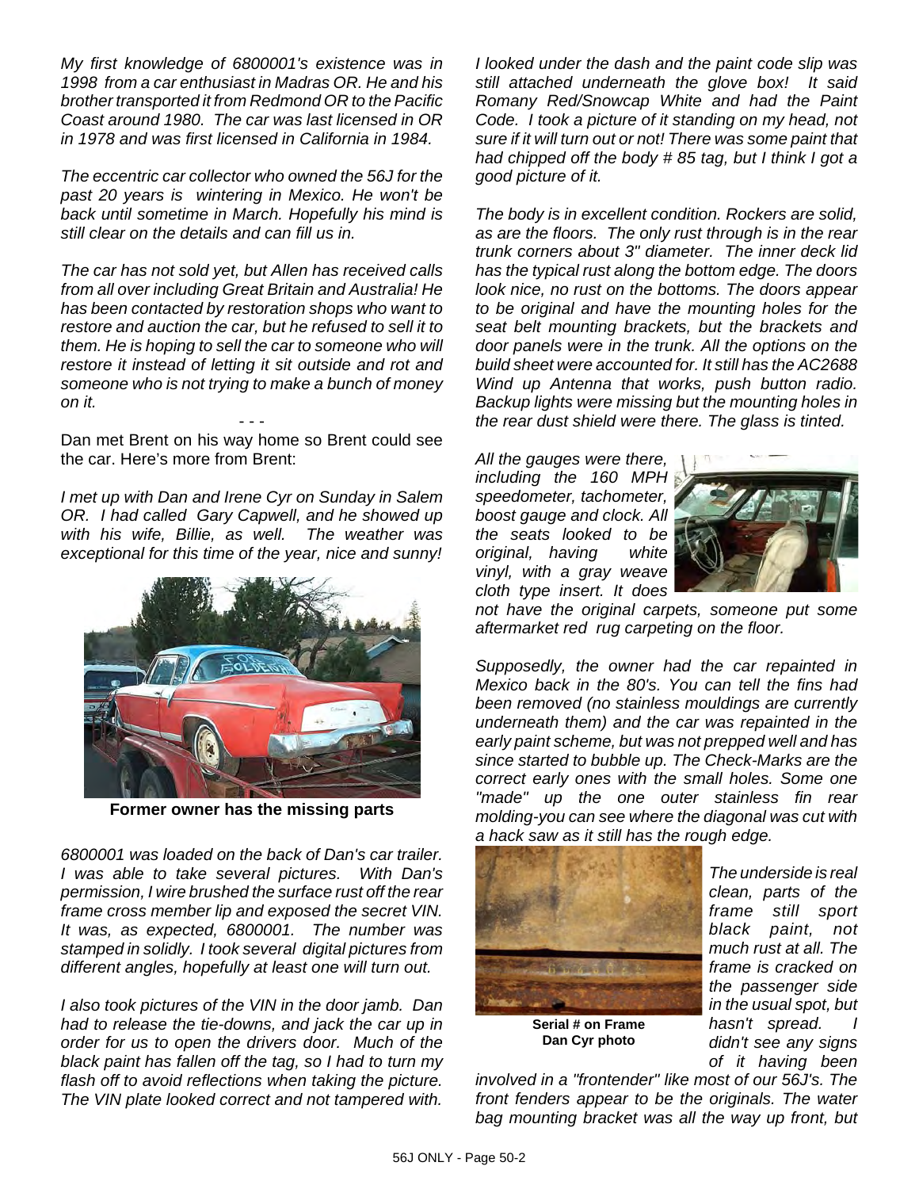*My first knowledge of 6800001's existence was in 1998 from a car enthusiast in Madras OR. He and his brother transported it from Redmond OR to the Pacific Coast around 1980. The car was last licensed in OR in 1978 and was first licensed in California in 1984.*

*The eccentric car collector who owned the 56J for the past 20 years is wintering in Mexico. He won't be back until sometime in March. Hopefully his mind is still clear on the details and can fill us in.*

*The car has not sold yet, but Allen has received calls from all over including Great Britain and Australia! He has been contacted by restoration shops who want to restore and auction the car, but he refused to sell it to them. He is hoping to sell the car to someone who will restore it instead of letting it sit outside and rot and someone who is not trying to make a bunch of money on it.*

- - -

Dan met Brent on his way home so Brent could see the car. Here's more from Brent:

*I met up with Dan and Irene Cyr on Sunday in Salem OR. I had called Gary Capwell, and he showed up with his wife, Billie, as well. The weather was exceptional for this time of the year, nice and sunny!*

**Former owner has the missing parts**

*6800001 was loaded on the back of Dan's car trailer. I was able to take several pictures. With Dan's permission, I wire brushed the surface rust off the rear frame cross member lip and exposed the secret VIN. It was, as expected, 6800001. The number was stamped in solidly. I took several digital pictures from different angles, hopefully at least one will turn out.*

*I also took pictures of the VIN in the door jamb. Dan had to release the tie-downs, and jack the car up in order for us to open the drivers door. Much of the black paint has fallen off the tag, so I had to turn my flash off to avoid reflections when taking the picture. The VIN plate looked correct and not tampered with.*

*I looked under the dash and the paint code slip was still attached underneath the glove box! It said Romany Red/Snowcap White and had the Paint Code. I took a picture of it standing on my head, not sure if it will turn out or not! There was some paint that had chipped off the body # 85 tag, but I think I got a good picture of it.*

*The body is in excellent condition. Rockers are solid, as are the floors. The only rust through is in the rear trunk corners about 3" diameter. The inner deck lid has the typical rust along the bottom edge. The doors look nice, no rust on the bottoms. The doors appear to be original and have the mounting holes for the seat belt mounting brackets, but the brackets and door panels were in the trunk. All the options on the build sheet were accounted for. It still has the AC2688 Wind up Antenna that works, push button radio. Backup lights were missing but the mounting holes in the rear dust shield were there. The glass is tinted.*

*All the gauges were there, including the 160 MPH speedometer, tachometer, boost gauge and clock. All the seats looked to be original, having white vinyl, with a gray weave cloth type insert. It does not have the original carpets, someone put some aftermarket red rug carpeting on the floor.*

*Supposedly, the owner had the car repainted in Mexico back in the 80's. You can tell the fins had been removed (no stainless mouldings are currently underneath them) and the car was repainted in the early paint scheme, but was not prepped well and has since started to bubble up. The Check-Marks are the correct early ones with the small holes. Some one "made" up the one outer stainless fin rear molding-you can see where the diagonal was cut with a hack saw as it still has the rough edge.*

**Serial # on Frame**
**Dan Cyr photo**

*The underside is real clean, parts of the frame still sport black paint, not much rust at all. The frame is cracked on the passenger side in the usual spot, but hasn't spread. I didn't see any signs of it having been involved in a "frontender" like most of our 56J's. The front fenders appear to be the originals. The water bag mounting bracket was all the way up front, but*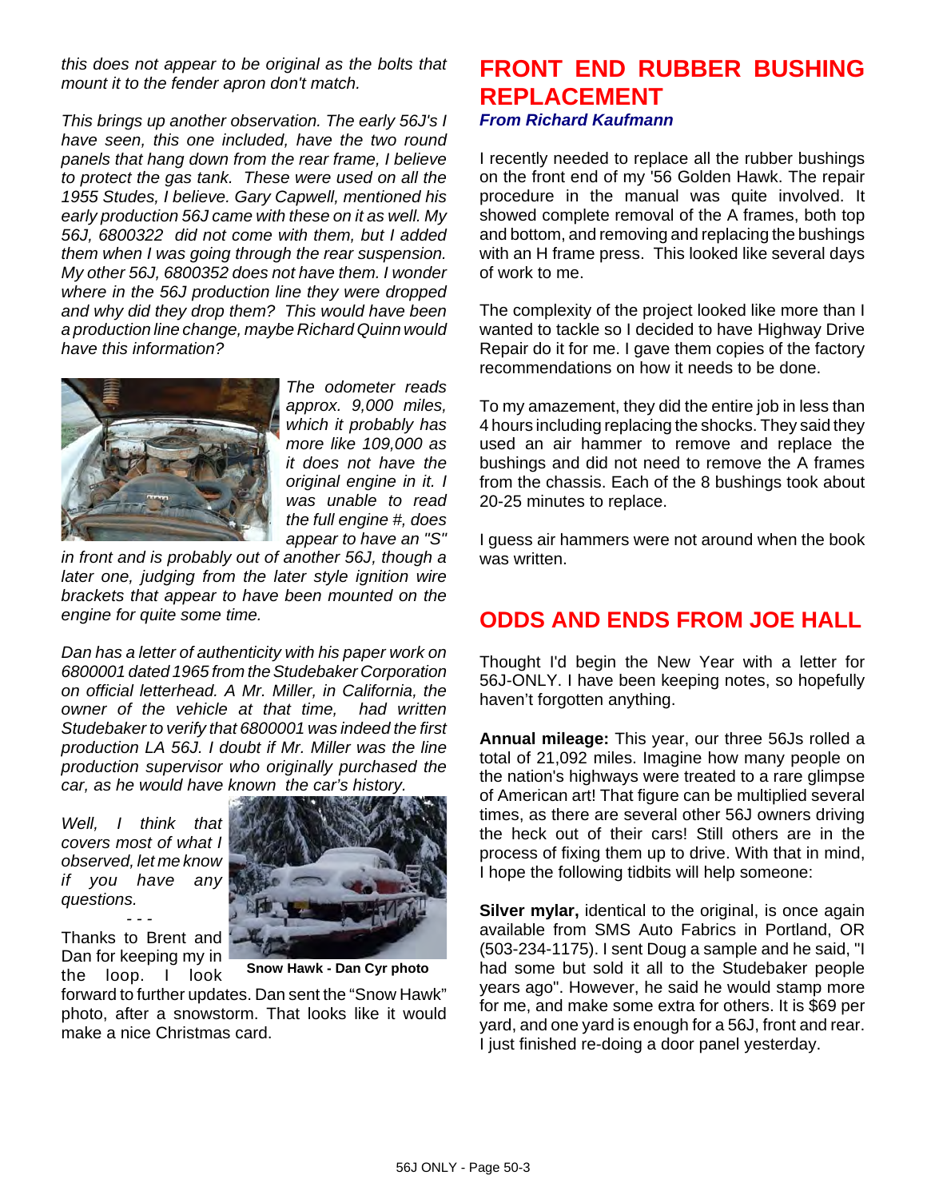*this does not appear to be original as the bolts that mount it to the fender apron don't match.*

*This brings up another observation. The early 56J's I have seen, this one included, have the two round panels that hang down from the rear frame, I believe to protect the gas tank. These were used on all the 1955 Studes, I believe. Gary Capwell, mentioned his early production 56J came with these on it as well. My 56J, 6800322 did not come with them, but I added them when I was going through the rear suspension. My other 56J, 6800352 does not have them. I wonder where in the 56J production line they were dropped and why did they drop them? This would have been a production line change, maybe Richard Quinn would have this information?*

*The odometer reads approx. 9,000 miles, which it probably has more like 109,000 as it does not have the original engine in it. I was unable to read the full engine #, does appear to have an "S" in front and is probably out of another 56J, though a later one, judging from the later style ignition wire brackets that appear to have been mounted on the engine for quite some time.*

*Dan has a letter of authenticity with his paper work on 6800001 dated 1965 from the Studebaker Corporation on official letterhead. A Mr. Miller, in California, the owner of the vehicle at that time, had written Studebaker to verify that 6800001 was indeed the first production LA 56J. I doubt if Mr. Miller was the line production supervisor who originally purchased the car, as he would have known the car's history.*

*Well, I think that covers most of what I observed, let me know if you have any questions.*

\- - -

Thanks to Brent and Dan for keeping my in the loop. I look forward to further updates. Dan sent the "Snow Hawk" photo, after a snowstorm. That looks like it would make a nice Christmas card.

**Snow Hawk - Dan Cyr photo**

## FRONT END RUBBER BUSHING REPLACEMENT

***From Richard Kaufmann***

I recently needed to replace all the rubber bushings on the front end of my '56 Golden Hawk. The repair procedure in the manual was quite involved. It showed complete removal of the A frames, both top and bottom, and removing and replacing the bushings with an H frame press. This looked like several days of work to me.

The complexity of the project looked like more than I wanted to tackle so I decided to have Highway Drive Repair do it for me. I gave them copies of the factory recommendations on how it needs to be done.

To my amazement, they did the entire job in less than 4 hours including replacing the shocks. They said they used an air hammer to remove and replace the bushings and did not need to remove the A frames from the chassis. Each of the 8 bushings took about 20-25 minutes to replace.

I guess air hammers were not around when the book was written.

## ODDS AND ENDS FROM JOE HALL

Thought I'd begin the New Year with a letter for 56J-ONLY. I have been keeping notes, so hopefully haven't forgotten anything.

**Annual mileage:** This year, our three 56Js rolled a total of 21,092 miles. Imagine how many people on the nation's highways were treated to a rare glimpse of American art! That figure can be multiplied several times, as there are several other 56J owners driving the heck out of their cars! Still others are in the process of fixing them up to drive. With that in mind, I hope the following tidbits will help someone:

**Silver mylar,** identical to the original, is once again available from SMS Auto Fabrics in Portland, OR (503-234-1175). I sent Doug a sample and he said, "I had some but sold it all to the Studebaker people years ago". However, he said he would stamp more for me, and make some extra for others. It is $69 per yard, and one yard is enough for a 56J, front and rear. I just finished re-doing a door panel yesterday.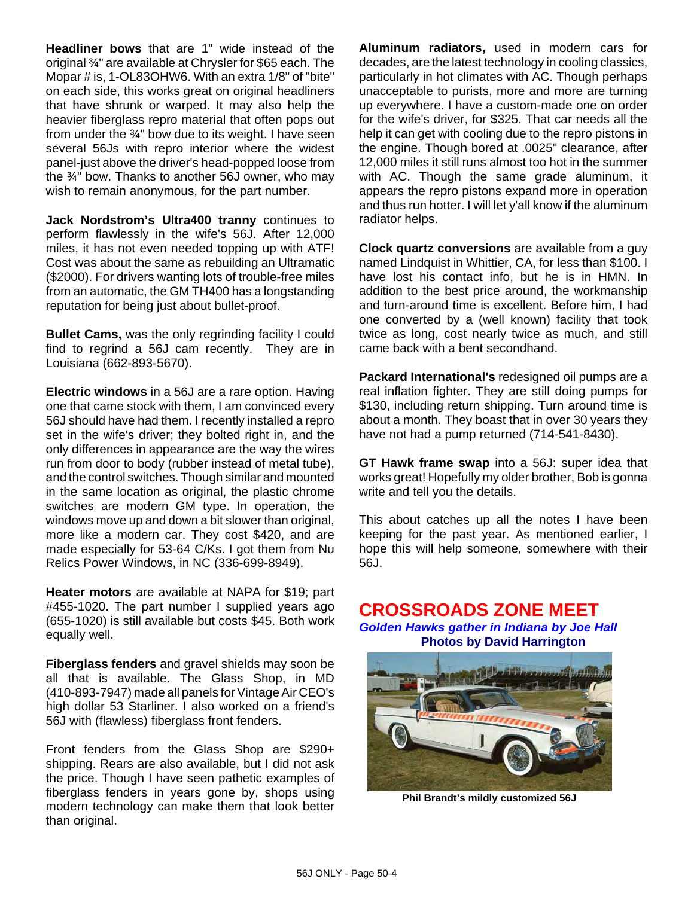**Headliner bows** that are 1" wide instead of the original ¾" are available at Chrysler for $65 each. The Mopar # is, 1-OL83OHW6. With an extra 1/8" of "bite" on each side, this works great on original headliners that have shrunk or warped. It may also help the heavier fiberglass repro material that often pops out from under the ¾" bow due to its weight. I have seen several 56Js with repro interior where the widest panel-just above the driver's head-popped loose from the ¾" bow. Thanks to another 56J owner, who may wish to remain anonymous, for the part number.

**Jack Nordstrom's Ultra400 tranny** continues to perform flawlessly in the wife's 56J. After 12,000 miles, it has not even needed topping up with ATF! Cost was about the same as rebuilding an Ultramatic ($2000). For drivers wanting lots of trouble-free miles from an automatic, the GM TH400 has a longstanding reputation for being just about bullet-proof.

**Bullet Cams,** was the only regrinding facility I could find to regrind a 56J cam recently. They are in Louisiana (662-893-5670).

**Electric windows** in a 56J are a rare option. Having one that came stock with them, I am convinced every 56J should have had them. I recently installed a repro set in the wife's driver; they bolted right in, and the only differences in appearance are the way the wires run from door to body (rubber instead of metal tube), and the control switches. Though similar and mounted in the same location as original, the plastic chrome switches are modern GM type. In operation, the windows move up and down a bit slower than original, more like a modern car. They cost $420, and are made especially for 53-64 C/Ks. I got them from Nu Relics Power Windows, in NC (336-699-8949).

**Heater motors** are available at NAPA for $19; part #455-1020. The part number I supplied years ago (655-1020) is still available but costs $45. Both work equally well.

**Fiberglass fenders** and gravel shields may soon be all that is available. The Glass Shop, in MD (410-893-7947) made all panels for Vintage Air CEO's high dollar 53 Starliner. I also worked on a friend's 56J with (flawless) fiberglass front fenders.

Front fenders from the Glass Shop are $290+ shipping. Rears are also available, but I did not ask the price. Though I have seen pathetic examples of fiberglass fenders in years gone by, shops using modern technology can make them that look better than original.

**Aluminum radiators,** used in modern cars for decades, are the latest technology in cooling classics, particularly in hot climates with AC. Though perhaps unacceptable to purists, more and more are turning up everywhere. I have a custom-made one on order for the wife's driver, for $325. That car needs all the help it can get with cooling due to the repro pistons in the engine. Though bored at .0025" clearance, after 12,000 miles it still runs almost too hot in the summer with AC. Though the same grade aluminum, it appears the repro pistons expand more in operation and thus run hotter. I will let y'all know if the aluminum radiator helps.

**Clock quartz conversions** are available from a guy named Lindquist in Whittier, CA, for less than $100. I have lost his contact info, but he is in HMN. In addition to the best price around, the workmanship and turn-around time is excellent. Before him, I had one converted by a (well known) facility that took twice as long, cost nearly twice as much, and still came back with a bent secondhand.

**Packard International's** redesigned oil pumps are a real inflation fighter. They are still doing pumps for $130, including return shipping. Turn around time is about a month. They boast that in over 30 years they have not had a pump returned (714-541-8430).

**GT Hawk frame swap** into a 56J: super idea that works great! Hopefully my older brother, Bob is gonna write and tell you the details.

This about catches up all the notes I have been keeping for the past year. As mentioned earlier, I hope this will help someone, somewhere with their 56J.

# CROSSROADS ZONE MEET

***Golden Hawks gather in Indiana by Joe Hall***

**Photos by David Harrington**

**Phil Brandt's mildly customized 56J**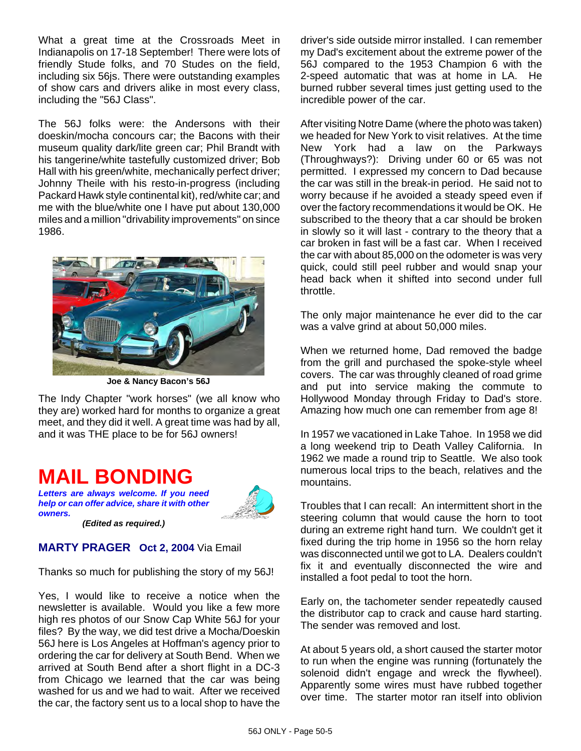What a great time at the Crossroads Meet in Indianapolis on 17-18 September! There were lots of friendly Stude folks, and 70 Studes on the field, including six 56js. There were outstanding examples of show cars and drivers alike in most every class, including the "56J Class".

The 56J folks were: the Andersons with their doeskin/mocha concours car; the Bacons with their museum quality dark/lite green car; Phil Brandt with his tangerine/white tastefully customized driver; Bob Hall with his green/white, mechanically perfect driver; Johnny Theile with his resto-in-progress (including Packard Hawk style continental kit), red/white car; and me with the blue/white one I have put about 130,000 miles and a million "drivability improvements" on since 1986.

**Joe & Nancy Bacon's 56J**

The Indy Chapter "work horses" (we all know who they are) worked hard for months to organize a great meet, and they did it well. A great time was had by all, and it was THE place to be for 56J owners!

# MAIL BONDING

***Letters are always welcome. If you need help or can offer advice, share it with other owners.***

***(Edited as required.)***

## MARTY PRAGER Oct 2, 2004 Via Email

Thanks so much for publishing the story of my 56J!

Yes, I would like to receive a notice when the newsletter is available. Would you like a few more high res photos of our Snow Cap White 56J for your files? By the way, we did test drive a Mocha/Doeskin 56J here is Los Angeles at Hoffman's agency prior to ordering the car for delivery at South Bend. When we arrived at South Bend after a short flight in a DC-3 from Chicago we learned that the car was being washed for us and we had to wait. After we received the car, the factory sent us to a local shop to have the driver's side outside mirror installed. I can remember my Dad's excitement about the extreme power of the 56J compared to the 1953 Champion 6 with the 2-speed automatic that was at home in LA. He burned rubber several times just getting used to the incredible power of the car.

After visiting Notre Dame (where the photo was taken) we headed for New York to visit relatives. At the time New York had a law on the Parkways (Throughways?): Driving under 60 or 65 was not permitted. I expressed my concern to Dad because the car was still in the break-in period. He said not to worry because if he avoided a steady speed even if over the factory recommendations it would be OK. He subscribed to the theory that a car should be broken in slowly so it will last - contrary to the theory that a car broken in fast will be a fast car. When I received the car with about 85,000 on the odometer is was very quick, could still peel rubber and would snap your head back when it shifted into second under full throttle.

The only major maintenance he ever did to the car was a valve grind at about 50,000 miles.

When we returned home, Dad removed the badge from the grill and purchased the spoke-style wheel covers. The car was throughly cleaned of road grime and put into service making the commute to Hollywood Monday through Friday to Dad's store. Amazing how much one can remember from age 8!

In 1957 we vacationed in Lake Tahoe. In 1958 we did a long weekend trip to Death Valley California. In 1962 we made a round trip to Seattle. We also took numerous local trips to the beach, relatives and the mountains.

Troubles that I can recall: An intermittent short in the steering column that would cause the horn to toot during an extreme right hand turn. We couldn't get it fixed during the trip home in 1956 so the horn relay was disconnected until we got to LA. Dealers couldn't fix it and eventually disconnected the wire and installed a foot pedal to toot the horn.

Early on, the tachometer sender repeatedly caused the distributor cap to crack and cause hard starting. The sender was removed and lost.

At about 5 years old, a short caused the starter motor to run when the engine was running (fortunately the solenoid didn't engage and wreck the flywheel). Apparently some wires must have rubbed together over time. The starter motor ran itself into oblivion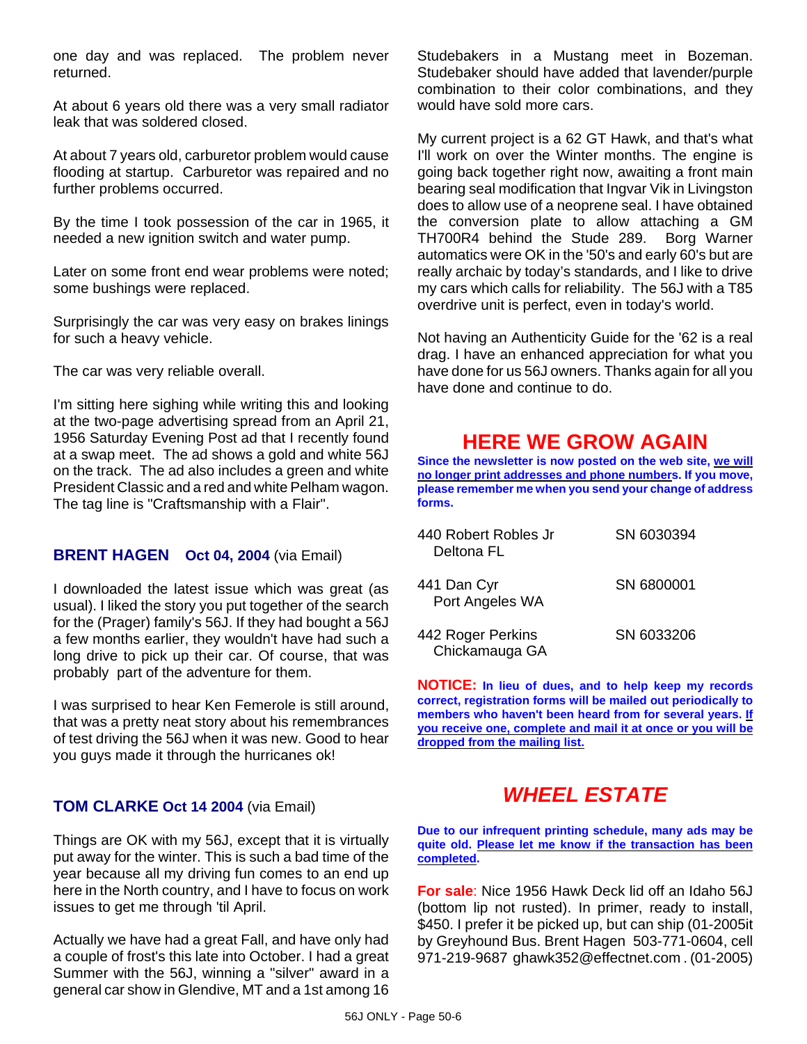one day and was replaced. The problem never returned.

At about 6 years old there was a very small radiator leak that was soldered closed.

At about 7 years old, carburetor problem would cause flooding at startup. Carburetor was repaired and no further problems occurred.

By the time I took possession of the car in 1965, it needed a new ignition switch and water pump.

Later on some front end wear problems were noted; some bushings were replaced.

Surprisingly the car was very easy on brakes linings for such a heavy vehicle.

The car was very reliable overall.

I'm sitting here sighing while writing this and looking at the two-page advertising spread from an April 21, 1956 Saturday Evening Post ad that I recently found at a swap meet. The ad shows a gold and white 56J on the track. The ad also includes a green and white President Classic and a red and white Pelham wagon. The tag line is "Craftsmanship with a Flair".

### BRENT HAGEN Oct 04, 2004 (via Email)

I downloaded the latest issue which was great (as usual). I liked the story you put together of the search for the (Prager) family's 56J. If they had bought a 56J a few months earlier, they wouldn't have had such a long drive to pick up their car. Of course, that was probably part of the adventure for them.

I was surprised to hear Ken Femerole is still around, that was a pretty neat story about his remembrances of test driving the 56J when it was new. Good to hear you guys made it through the hurricanes ok!

### TOM CLARKE Oct 14 2004 (via Email)

Things are OK with my 56J, except that it is virtually put away for the winter. This is such a bad time of the year because all my driving fun comes to an end up here in the North country, and I have to focus on work issues to get me through 'til April.

Actually we have had a great Fall, and have only had a couple of frost's this late into October. I had a great Summer with the 56J, winning a "silver" award in a general car show in Glendive, MT and a 1st among 16 Studebakers in a Mustang meet in Bozeman. Studebaker should have added that lavender/purple combination to their color combinations, and they would have sold more cars.

My current project is a 62 GT Hawk, and that's what I'll work on over the Winter months. The engine is going back together right now, awaiting a front main bearing seal modification that Ingvar Vik in Livingston does to allow use of a neoprene seal. I have obtained the conversion plate to allow attaching a GM TH700R4 behind the Stude 289. Borg Warner automatics were OK in the '50's and early 60's but are really archaic by today's standards, and I like to drive my cars which calls for reliability. The 56J with a T85 overdrive unit is perfect, even in today's world.

Not having an Authenticity Guide for the '62 is a real drag. I have an enhanced appreciation for what you have done for us 56J owners. Thanks again for all you have done and continue to do.

## HERE WE GROW AGAIN

**Since the newsletter is now posted on the web site, <u>we will no longer print addresses and phone numbers</u>. If you move, please remember me when you send your change of address forms.**

440 Robert Robles Jr — SN 6030394
Deltona FL

441 Dan Cyr — SN 6800001
Port Angeles WA

442 Roger Perkins — SN 6033206
Chickamauga GA

**NOTICE: In lieu of dues, and to help keep my records correct, registration forms will be mailed out periodically to members who haven't been heard from for several years. <u>If you receive one, complete and mail it at once or you will be dropped from the mailing list.</u>**

## *WHEEL ESTATE*

**Due to our infrequent printing schedule, many ads may be quite old. <u>Please let me know if the transaction has been completed</u>.**

**For sale**: Nice 1956 Hawk Deck lid off an Idaho 56J (bottom lip not rusted). In primer, ready to install, $450. I prefer it be picked up, but can ship (01-2005it by Greyhound Bus. Brent Hagen 503-771-0604, cell 971-219-9687 ghawk352@effectnet.com . (01-2005)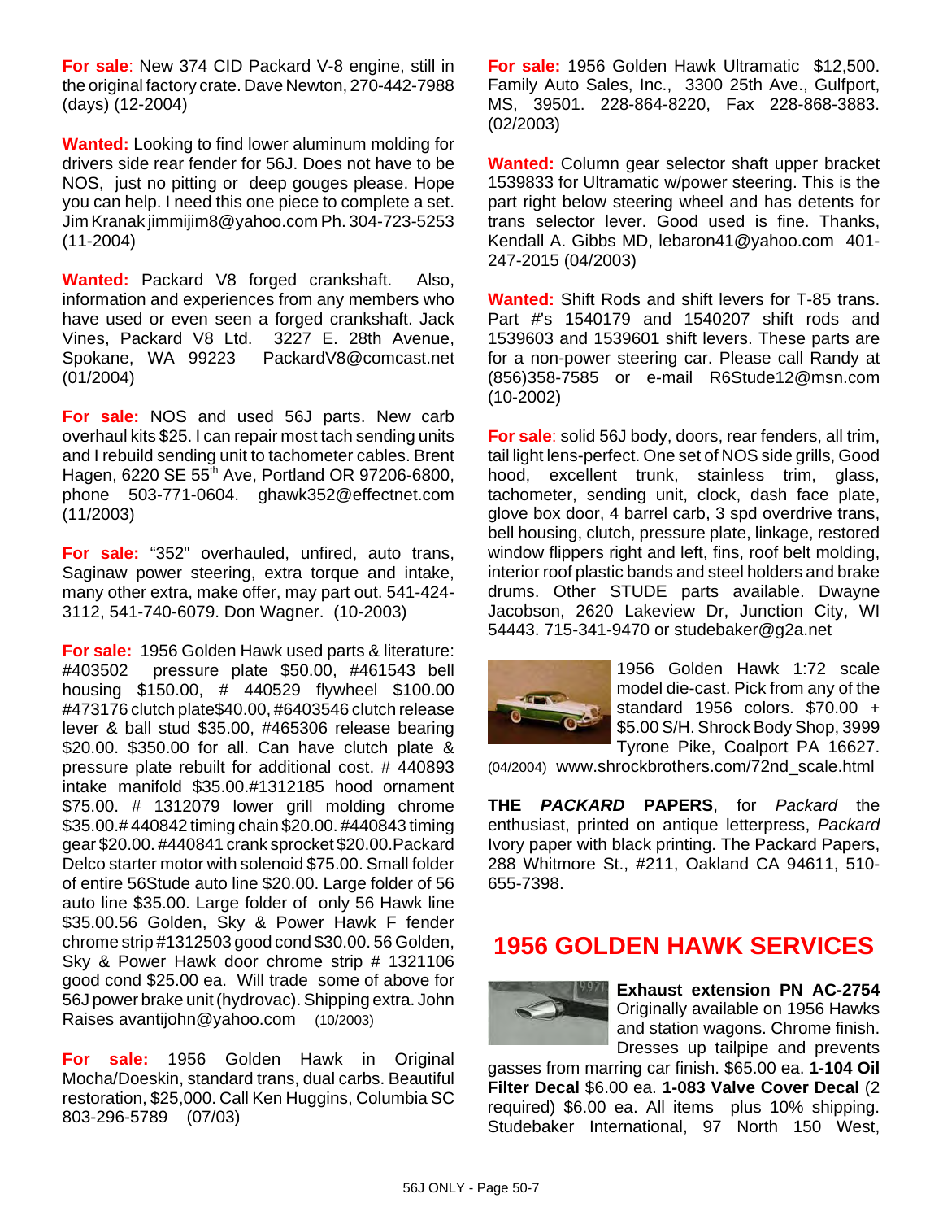**For sale**: New 374 CID Packard V-8 engine, still in the original factory crate. Dave Newton, 270-442-7988 (days) (12-2004)

**Wanted:** Looking to find lower aluminum molding for drivers side rear fender for 56J. Does not have to be NOS, just no pitting or deep gouges please. Hope you can help. I need this one piece to complete a set. Jim Kranak jimmijim8@yahoo.com Ph. 304-723-5253 (11-2004)

**Wanted:** Packard V8 forged crankshaft. Also, information and experiences from any members who have used or even seen a forged crankshaft. Jack Vines, Packard V8 Ltd. 3227 E. 28th Avenue, Spokane, WA 99223 PackardV8@comcast.net (01/2004)

**For sale:** NOS and used 56J parts. New carb overhaul kits $25. I can repair most tach sending units and I rebuild sending unit to tachometer cables. Brent Hagen, 6220 SE 55th Ave, Portland OR 97206-6800, phone 503-771-0604. ghawk352@effectnet.com (11/2003)

**For sale:** "352" overhauled, unfired, auto trans, Saginaw power steering, extra torque and intake, many other extra, make offer, may part out. 541-424-3112, 541-740-6079. Don Wagner. (10-2003)

**For sale:** 1956 Golden Hawk used parts & literature: #403502 pressure plate $50.00, #461543 bell housing $150.00, # 440529 flywheel $100.00 #473176 clutch plate$40.00, #6403546 clutch release lever & ball stud $35.00, #465306 release bearing $20.00. $350.00 for all. Can have clutch plate & pressure plate rebuilt for additional cost. # 440893 intake manifold $35.00.#1312185 hood ornament $75.00. # 1312079 lower grill molding chrome $35.00.# 440842 timing chain $20.00. #440843 timing gear $20.00. #440841 crank sprocket $20.00.Packard Delco starter motor with solenoid $75.00. Small folder of entire 56Stude auto line $20.00. Large folder of 56 auto line $35.00. Large folder of only 56 Hawk line $35.00.56 Golden, Sky & Power Hawk F fender chrome strip #1312503 good cond $30.00. 56 Golden, Sky & Power Hawk door chrome strip # 1321106 good cond $25.00 ea. Will trade some of above for 56J power brake unit (hydrovac). Shipping extra. John Raises avantijohn@yahoo.com (10/2003)

**For sale:** 1956 Golden Hawk in Original Mocha/Doeskin, standard trans, dual carbs. Beautiful restoration, $25,000. Call Ken Huggins, Columbia SC 803-296-5789 (07/03)

**For sale:** 1956 Golden Hawk Ultramatic $12,500. Family Auto Sales, Inc., 3300 25th Ave., Gulfport, MS, 39501. 228-864-8220, Fax 228-868-3883. (02/2003)

**Wanted:** Column gear selector shaft upper bracket 1539833 for Ultramatic w/power steering. This is the part right below steering wheel and has detents for trans selector lever. Good used is fine. Thanks, Kendall A. Gibbs MD, lebaron41@yahoo.com 401-247-2015 (04/2003)

**Wanted:** Shift Rods and shift levers for T-85 trans. Part #'s 1540179 and 1540207 shift rods and 1539603 and 1539601 shift levers. These parts are for a non-power steering car. Please call Randy at (856)358-7585 or e-mail R6Stude12@msn.com (10-2002)

**For sale**: solid 56J body, doors, rear fenders, all trim, tail light lens-perfect. One set of NOS side grills, Good hood, excellent trunk, stainless trim, glass, tachometer, sending unit, clock, dash face plate, glove box door, 4 barrel carb, 3 spd overdrive trans, bell housing, clutch, pressure plate, linkage, restored window flippers right and left, fins, roof belt molding, interior roof plastic bands and steel holders and brake drums. Other STUDE parts available. Dwayne Jacobson, 2620 Lakeview Dr, Junction City, WI 54443. 715-341-9470 or studebaker@g2a.net

1956 Golden Hawk 1:72 scale model die-cast. Pick from any of the standard 1956 colors. $70.00 + $5.00 S/H. Shrock Body Shop, 3999 Tyrone Pike, Coalport PA 16627. (04/2004) www.shrockbrothers.com/72nd_scale.html

**THE *PACKARD* PAPERS**, for *Packard* the enthusiast, printed on antique letterpress, *Packard* Ivory paper with black printing. The Packard Papers, 288 Whitmore St., #211, Oakland CA 94611, 510-655-7398.

## 1956 GOLDEN HAWK SERVICES

**Exhaust extension PN AC-2754** Originally available on 1956 Hawks and station wagons. Chrome finish. Dresses up tailpipe and prevents gasses from marring car finish. $65.00 ea. **1-104 Oil Filter Decal** $6.00 ea. **1-083 Valve Cover Decal** (2 required) $6.00 ea. All items plus 10% shipping. Studebaker International, 97 North 150 West,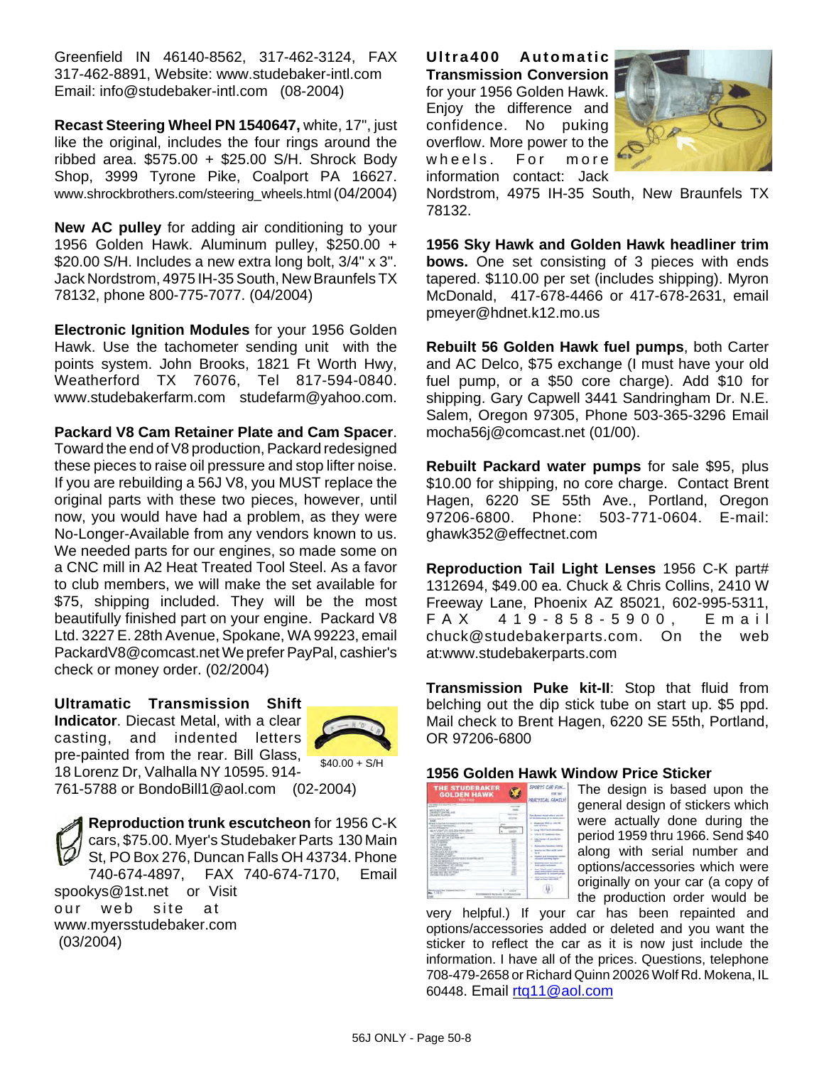Greenfield IN 46140-8562, 317-462-3124, FAX 317-462-8891, Website: www.studebaker-intl.com Email: info@studebaker-intl.com (08-2004)

**Recast Steering Wheel PN 1540647,** white, 17", just like the original, includes the four rings around the ribbed area. $575.00 + $25.00 S/H. Shrock Body Shop, 3999 Tyrone Pike, Coalport PA 16627. www.shrockbrothers.com/steering_wheels.html (04/2004)

**New AC pulley** for adding air conditioning to your 1956 Golden Hawk. Aluminum pulley, $250.00 + $20.00 S/H. Includes a new extra long bolt, 3/4" x 3". Jack Nordstrom, 4975 IH-35 South, New Braunfels TX 78132, phone 800-775-7077. (04/2004)

**Electronic Ignition Modules** for your 1956 Golden Hawk. Use the tachometer sending unit with the points system. John Brooks, 1821 Ft Worth Hwy, Weatherford TX 76076, Tel 817-594-0840. www.studebakerfarm.com studefarm@yahoo.com.

**Packard V8 Cam Retainer Plate and Cam Spacer**. Toward the end of V8 production, Packard redesigned these pieces to raise oil pressure and stop lifter noise. If you are rebuilding a 56J V8, you MUST replace the original parts with these two pieces, however, until now, you would have had a problem, as they were No-Longer-Available from any vendors known to us. We needed parts for our engines, so made some on a CNC mill in A2 Heat Treated Tool Steel. As a favor to club members, we will make the set available for $75, shipping included. They will be the most beautifully finished part on your engine. Packard V8 Ltd. 3227 E. 28th Avenue, Spokane, WA 99223, email PackardV8@comcast.net We prefer PayPal, cashier's check or money order. (02/2004)

**Ultramatic Transmission Shift Indicator**. Diecast Metal, with a clear casting, and indented letters pre-painted from the rear. Bill Glass, 18 Lorenz Dr, Valhalla NY 10595. 914-761-5788 or BondoBill1@aol.com (02-2004)

$40.00 + S/H

**Reproduction trunk escutcheon** for 1956 C-K cars, $75.00. Myer's Studebaker Parts 130 Main St, PO Box 276, Duncan Falls OH 43734. Phone 740-674-4897, FAX 740-674-7170, Email spookys@1st.net or Visit our web site at www.myersstudebaker.com (03/2004)

**Ultra400 Automatic Transmission Conversion** for your 1956 Golden Hawk. Enjoy the difference and confidence. No puking overflow. More power to the wheels. For more information contact: Jack Nordstrom, 4975 IH-35 South, New Braunfels TX 78132.

**1956 Sky Hawk and Golden Hawk headliner trim bows.** One set consisting of 3 pieces with ends tapered. $110.00 per set (includes shipping). Myron McDonald, 417-678-4466 or 417-678-2631, email pmeyer@hdnet.k12.mo.us

**Rebuilt 56 Golden Hawk fuel pumps**, both Carter and AC Delco, $75 exchange (I must have your old fuel pump, or a $50 core charge). Add $10 for shipping. Gary Capwell 3441 Sandringham Dr. N.E. Salem, Oregon 97305, Phone 503-365-3296 Email mocha56j@comcast.net (01/00).

**Rebuilt Packard water pumps** for sale $95, plus $10.00 for shipping, no core charge. Contact Brent Hagen, 6220 SE 55th Ave., Portland, Oregon 97206-6800. Phone: 503-771-0604. E-mail: ghawk352@effectnet.com

**Reproduction Tail Light Lenses** 1956 C-K part# 1312694, $49.00 ea. Chuck & Chris Collins, 2410 W Freeway Lane, Phoenix AZ 85021, 602-995-5311, FAX 419-858-5900, Email chuck@studebakerparts.com. On the web at:www.studebakerparts.com

**Transmission Puke kit-II**: Stop that fluid from belching out the dip stick tube on start up. $5 ppd. Mail check to Brent Hagen, 6220 SE 55th, Portland, OR 97206-6800

**1956 Golden Hawk Window Price Sticker**

The design is based upon the general design of stickers which were actually done during the period 1959 thru 1966. Send $40 along with serial number and options/accessories which were originally on your car (a copy of the production order would be very helpful.) If your car has been repainted and options/accessories added or deleted and you want the sticker to reflect the car as it is now just include the information. I have all of the prices. Questions, telephone 708-479-2658 or Richard Quinn 20026 Wolf Rd. Mokena, IL 60448. Email rtq11@aol.com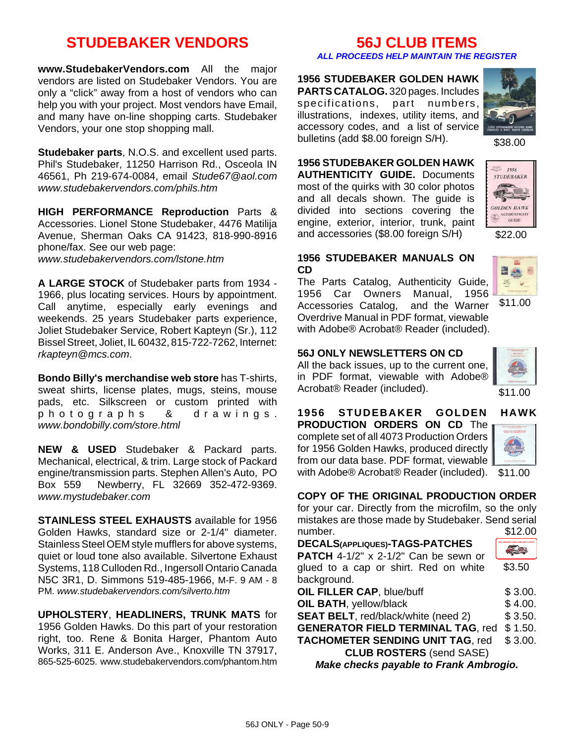## STUDEBAKER VENDORS

**www.StudebakerVendors.com** All the major vendors are listed on Studebaker Vendors. You are only a "click" away from a host of vendors who can help you with your project. Most vendors have Email, and many have on-line shopping carts. Studebaker Vendors, your one stop shopping mall.

**Studebaker parts**, N.O.S. and excellent used parts. Phil's Studebaker, 11250 Harrison Rd., Osceola IN 46561, Ph 219-674-0084, email *Stude67@aol.com* *www.studebakervendors.com/phils.htm*

**HIGH PERFORMANCE Reproduction** Parts & Accessories. Lionel Stone Studebaker, 4476 Matilija Avenue, Sherman Oaks CA 91423, 818-990-8916 phone/fax. See our web page: *www.studebakervendors.com/lstone.htm*

**A LARGE STOCK** of Studebaker parts from 1934 - 1966, plus locating services. Hours by appointment. Call anytime, especially early evenings and weekends. 25 years Studebaker parts experience, Joliet Studebaker Service, Robert Kapteyn (Sr.), 112 Bissel Street, Joliet, IL 60432, 815-722-7262, Internet: *rkapteyn@mcs.com*.

**Bondo Billy's merchandise web store** has T-shirts, sweat shirts, license plates, mugs, steins, mouse pads, etc. Silkscreen or custom printed with photographs & drawings. *www.bondobilly.com/store.html*

**NEW & USED** Studebaker & Packard parts. Mechanical, electrical, & trim. Large stock of Packard engine/transmission parts. Stephen Allen's Auto, PO Box 559 Newberry, FL 32669 352-472-9369. *www.mystudebaker.com*

**STAINLESS STEEL EXHAUSTS** available for 1956 Golden Hawks, standard size or 2-1/4" diameter. Stainless Steel OEM style mufflers for above systems, quiet or loud tone also available. Silvertone Exhaust Systems, 118 Culloden Rd., Ingersoll Ontario Canada N5C 3R1, D. Simmons 519-485-1966, M-F. 9 AM - 8 PM. *www.studebakervendors.com/silverto.htm*

**UPHOLSTERY**, **HEADLINERS, TRUNK MATS** for 1956 Golden Hawks. Do this part of your restoration right, too. Rene & Bonita Harger, Phantom Auto Works, 311 E. Anderson Ave., Knoxville TN 37917, 865-525-6025. www.studebakervendors.com/phantom.htm

## 56J CLUB ITEMS

***ALL PROCEEDS HELP MAINTAIN THE REGISTER***

**1956 STUDEBAKER GOLDEN HAWK PARTS CATALOG.** 320 pages. Includes specifications, part numbers, illustrations, indexes, utility items, and accessory codes, and a list of service bulletins (add $8.00 foreign S/H). $38.00

**1956 STUDEBAKER GOLDEN HAWK AUTHENTICITY GUIDE.** Documents most of the quirks with 30 color photos and all decals shown. The guide is divided into sections covering the engine, exterior, interior, trunk, paint and accessories ($8.00 foreign S/H) $22.00

**1956 STUDEBAKER MANUALS ON CD**
The Parts Catalog, Authenticity Guide, 1956 Car Owners Manual, 1956 Accessories Catalog, and the Warner Overdrive Manual in PDF format, viewable with Adobe® Acrobat® Reader (included). $11.00

**56J ONLY NEWSLETTERS ON CD**
All the back issues, up to the current one, in PDF format, viewable with Adobe® Acrobat® Reader (included). $11.00

**1956 STUDEBAKER GOLDEN HAWK PRODUCTION ORDERS ON CD** The complete set of all 4073 Production Orders for 1956 Golden Hawks, produced directly from our data base. PDF format, viewable with Adobe® Acrobat® Reader (included). $11.00

**COPY OF THE ORIGINAL PRODUCTION ORDER** for your car. Directly from the microfilm, so the only mistakes are those made by Studebaker. Send serial number. $12.00

**DECALS(APPLIQUES)-TAGS-PATCHES**

**PATCH** 4-1/2" x 2-1/2" Can be sewn or glued to a cap or shirt. Red on white background. $3.50

**OIL FILLER CAP**, blue/buff $ 3.00.
**OIL BATH**, yellow/black $ 4.00.
**SEAT BELT**, red/black/white (need 2) $ 3.50.
**GENERATOR FIELD TERMINAL TAG**, red $ 1.50.
**TACHOMETER SENDING UNIT TAG**, red $ 3.00.
**CLUB ROSTERS** (send SASE)

***Make checks payable to Frank Ambrogio.***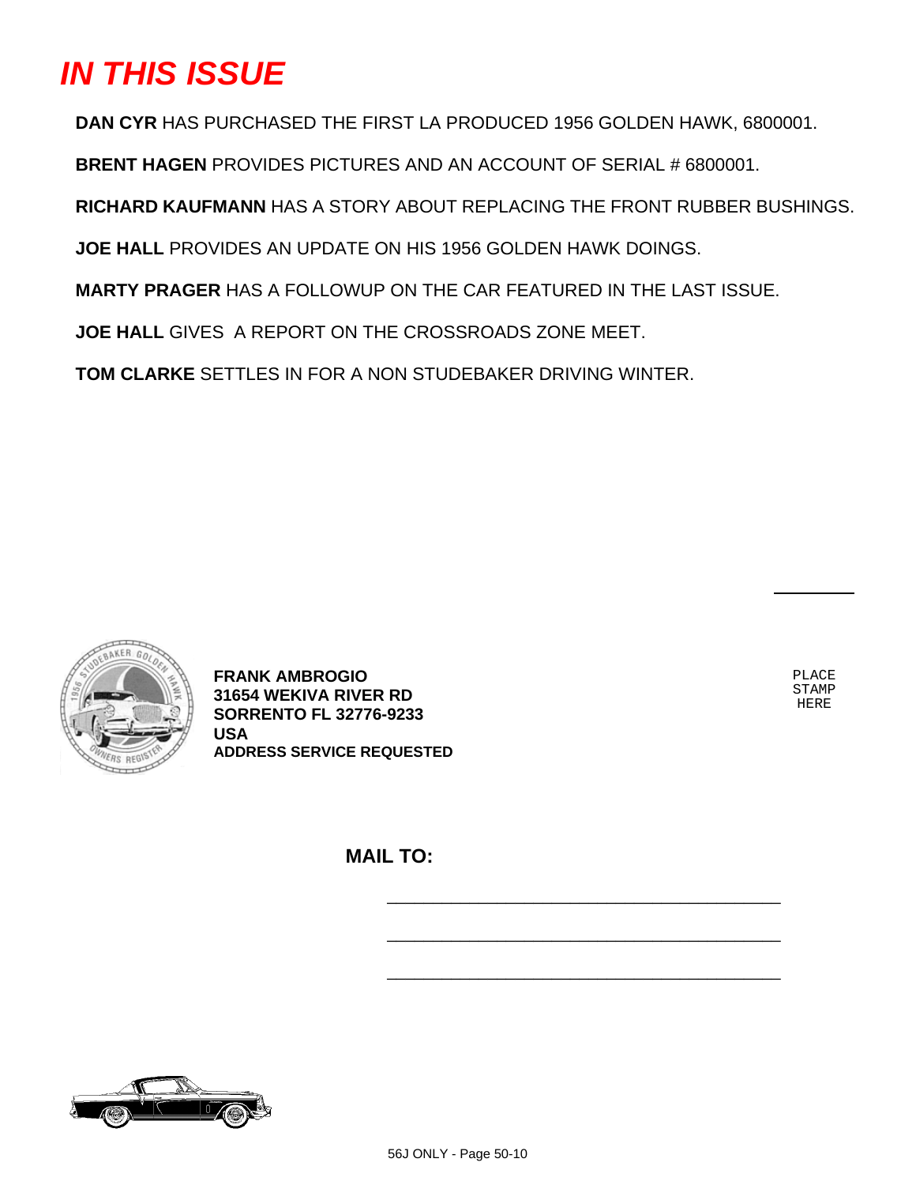# *IN THIS ISSUE*

**DAN CYR** HAS PURCHASED THE FIRST LA PRODUCED 1956 GOLDEN HAWK, 6800001.

**BRENT HAGEN** PROVIDES PICTURES AND AN ACCOUNT OF SERIAL # 6800001.

**RICHARD KAUFMANN** HAS A STORY ABOUT REPLACING THE FRONT RUBBER BUSHINGS.

**JOE HALL** PROVIDES AN UPDATE ON HIS 1956 GOLDEN HAWK DOINGS.

**MARTY PRAGER** HAS A FOLLOWUP ON THE CAR FEATURED IN THE LAST ISSUE.

**JOE HALL** GIVES A REPORT ON THE CROSSROADS ZONE MEET.

**TOM CLARKE** SETTLES IN FOR A NON STUDEBAKER DRIVING WINTER.

**FRANK AMBROGIO**
**31654 WEKIVA RIVER RD**
**SORRENTO FL 32776-9233**
**USA**
**ADDRESS SERVICE REQUESTED**

PLACE
STAMP
HERE

**MAIL TO:**

\_\_\_\_\_\_\_\_\_\_\_\_\_\_\_\_\_\_\_\_\_\_\_\_\_\_\_\_\_\_\_\_\_\_\_\_\_\_\_\_

\_\_\_\_\_\_\_\_\_\_\_\_\_\_\_\_\_\_\_\_\_\_\_\_\_\_\_\_\_\_\_\_\_\_\_\_\_\_\_\_

\_\_\_\_\_\_\_\_\_\_\_\_\_\_\_\_\_\_\_\_\_\_\_\_\_\_\_\_\_\_\_\_\_\_\_\_\_\_\_\_